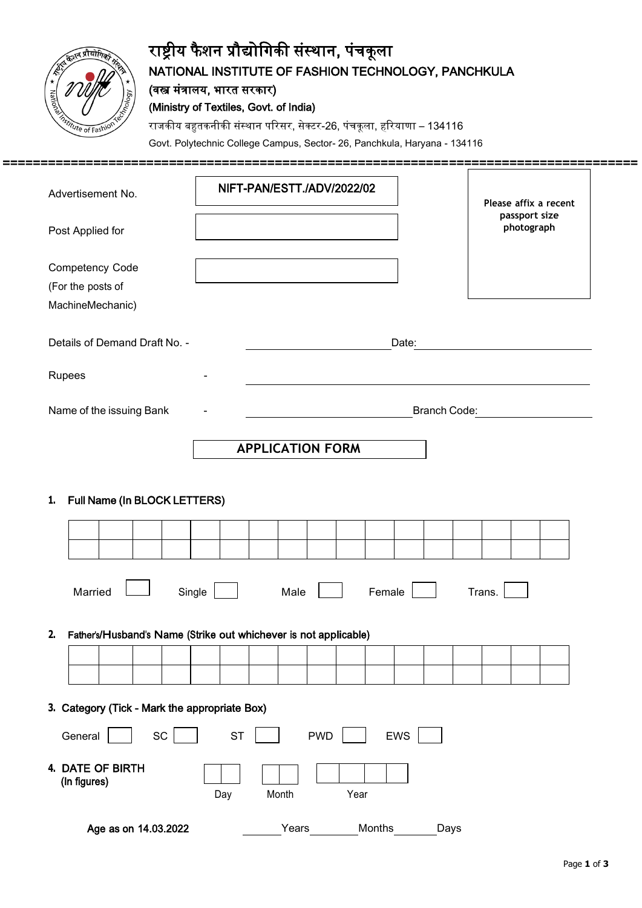# राष्ट्रीय फैशन प्रौद्योगिकी संस्थान, पंचकूला

## NATIONAL INSTITUTE OF FASHION TECHNOLOGY, PANCHKULA

**(वस्त्र मंत्रालय, भारत सरकार)**

**(Ministry of Textiles, Govt. of India)**

राजकीय बहुतकनीकी संस्थान परिसर, सेक्टर-26, पंचकूला, हरियाणा – 134116

Govt. Polytechnic College Campus, Sector- 26, Panchkula, Haryana - 134116

---

| | | |
|---|---|---|
| Advertisement No. | NIFT-PAN/ESTT./ADV/2022/02 | **Please affix a recent passport size photograph** |
| Post Applied for | | |
| Competency Code (For the posts of MachineMechanic) | | |

Details of Demand Draft No. - ____________________ Date: ____________________

Rupees - ________________________________________

Name of the issuing Bank - ____________________ Branch Code: ____________________

## APPLICATION FORM

**1. Full Name (In BLOCK LETTERS)**

| | | | | | | | | | | | | | | | | |
|---|---|---|---|---|---|---|---|---|---|---|---|---|---|---|---|---|
| | | | | | | | | | | | | | | | | |
| | | | | | | | | | | | | | | | | |

Married ☐ Single ☐ Male ☐ Female ☐ Trans. ☐

**2. Father's/Husband's Name (Strike out whichever is not applicable)**

| | | | | | | | | | | | | | | | | |
|---|---|---|---|---|---|---|---|---|---|---|---|---|---|---|---|---|
| | | | | | | | | | | | | | | | | |
| | | | | | | | | | | | | | | | | |

**3. Category (Tick - Mark the appropriate Box)**

General ☐ SC ☐ ST ☐ PWD ☐ EWS ☐

**4. DATE OF BIRTH (In figures)**

| Day | | Month | | Year | | | |
|---|---|---|---|---|---|---|---|
| | | | | | | | |

Age as on 14.03.2022 ______ Years ______ Months ______ Days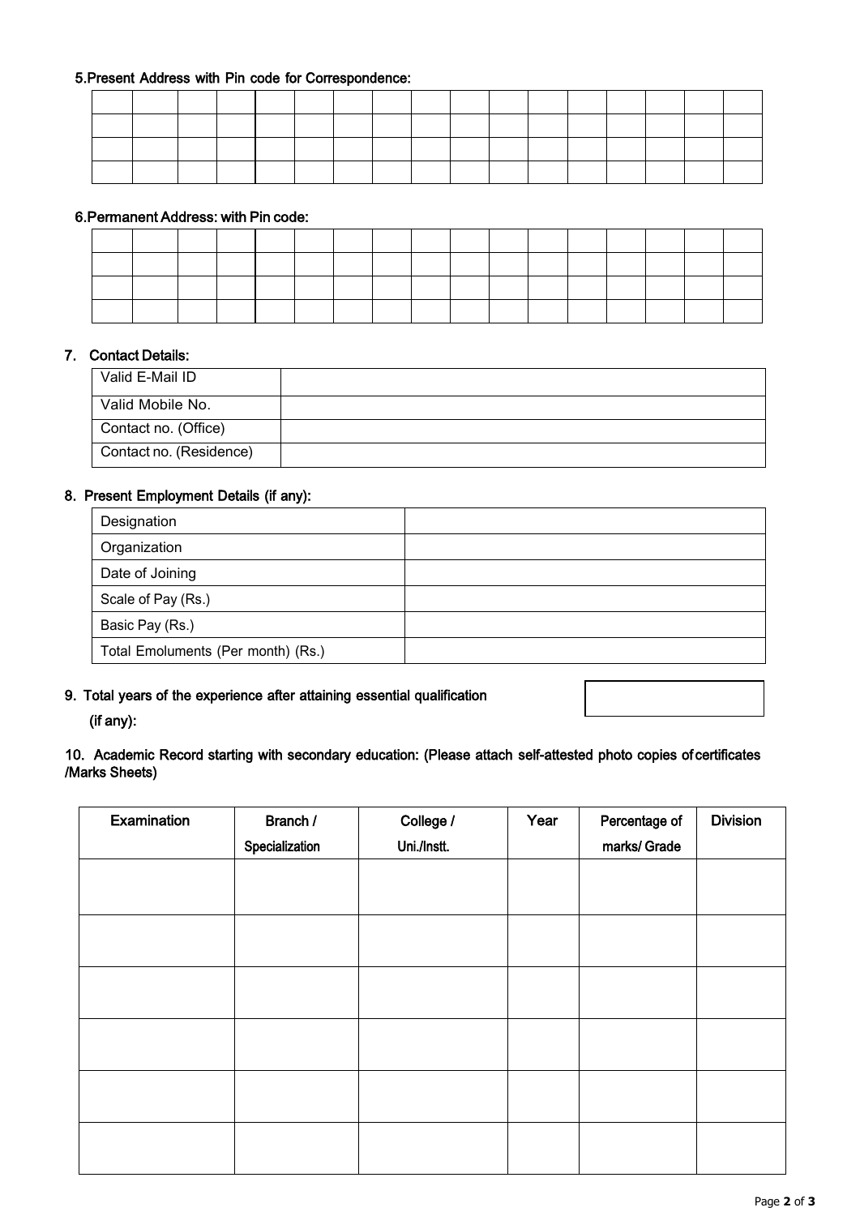**5.Present Address with Pin code for Correspondence:**

| | | | | | | | | | | | | | | | | |
|---|---|---|---|---|---|---|---|---|---|---|---|---|---|---|---|---|
| | | | | | | | | | | | | | | | | |
| | | | | | | | | | | | | | | | | |
| | | | | | | | | | | | | | | | | |

**6.Permanent Address: with Pin code:**

| | | | | | | | | | | | | | | | | |
|---|---|---|---|---|---|---|---|---|---|---|---|---|---|---|---|---|
| | | | | | | | | | | | | | | | | |
| | | | | | | | | | | | | | | | | |
| | | | | | | | | | | | | | | | | |

**7. Contact Details:**

| | |
|---|---|
| Valid E-Mail ID | |
| Valid Mobile No. | |
| Contact no. (Office) | |
| Contact no. (Residence) | |

**8. Present Employment Details (if any):**

| | |
|---|---|
| Designation | |
| Organization | |
| Date of Joining | |
| Scale of Pay (Rs.) | |
| Basic Pay (Rs.) | |
| Total Emoluments (Per month) (Rs.) | |

**9. Total years of the experience after attaining essential qualification (if any):**

| |
|---|
| |

**10. Academic Record starting with secondary education: (Please attach self-attested photo copies of certificates /Marks Sheets)**

| Examination | Branch / Specialization | College / Uni./Instt. | Year | Percentage of marks/ Grade | Division |
|---|---|---|---|---|---|
| | | | | | |
| | | | | | |
| | | | | | |
| | | | | | |
| | | | | | |
| | | | | | |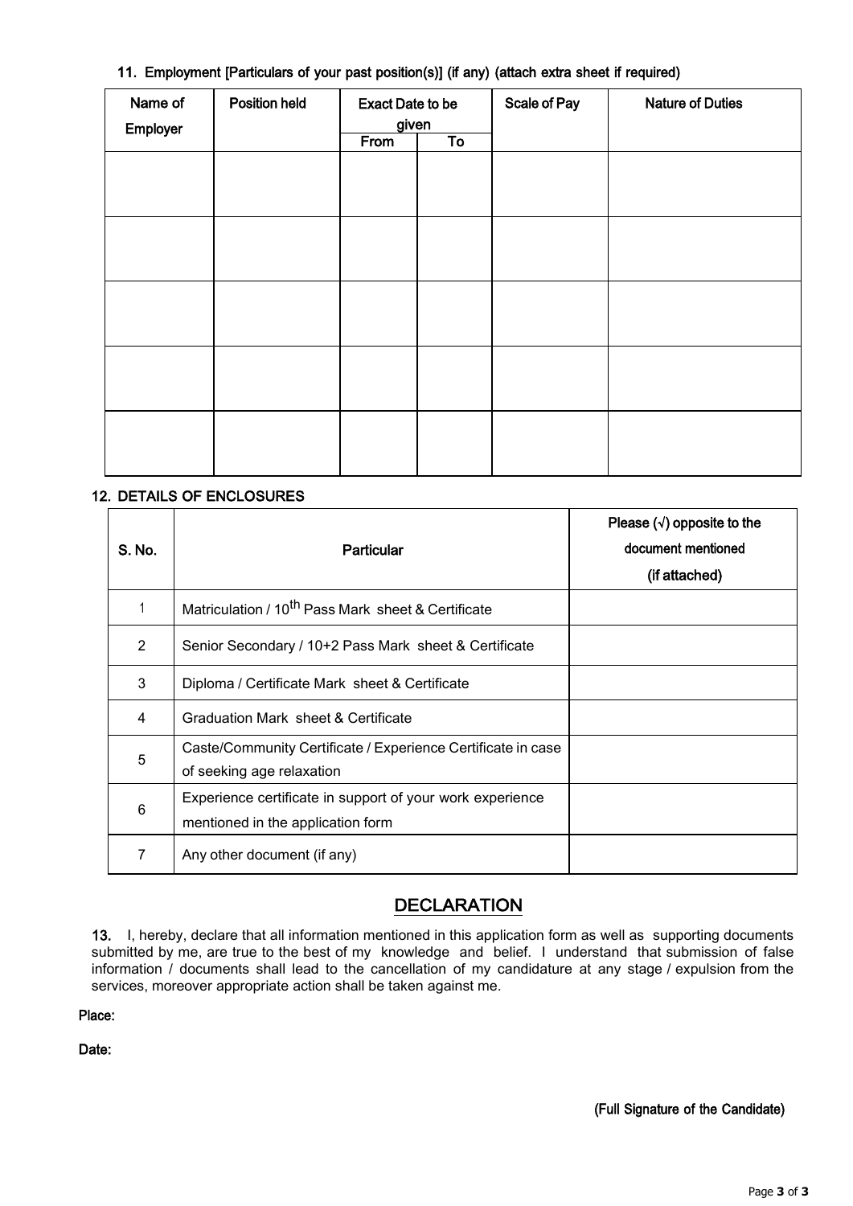**11. Employment [Particulars of your past position(s)] (if any) (attach extra sheet if required)**

| Name of Employer | Position held | Exact Date to be given | | Scale of Pay | Nature of Duties |
|---|---|---|---|---|---|
| | | From | To | | |
| | | | | | |
| | | | | | |
| | | | | | |
| | | | | | |
| | | | | | |

**12. DETAILS OF ENCLOSURES**

| S. No. | Particular | Please (√) opposite to the document mentioned (if attached) |
|---|---|---|
| 1 | Matriculation / 10th Pass Mark sheet & Certificate | |
| 2 | Senior Secondary / 10+2 Pass Mark sheet & Certificate | |
| 3 | Diploma / Certificate Mark sheet & Certificate | |
| 4 | Graduation Mark sheet & Certificate | |
| 5 | Caste/Community Certificate / Experience Certificate in case of seeking age relaxation | |
| 6 | Experience certificate in support of your work experience mentioned in the application form | |
| 7 | Any other document (if any) | |

## DECLARATION

**13.** I, hereby, declare that all information mentioned in this application form as well as supporting documents submitted by me, are true to the best of my knowledge and belief. I understand that submission of false information / documents shall lead to the cancellation of my candidature at any stage / expulsion from the services, moreover appropriate action shall be taken against me.

**Place:**

**Date:**

**(Full Signature of the Candidate)**